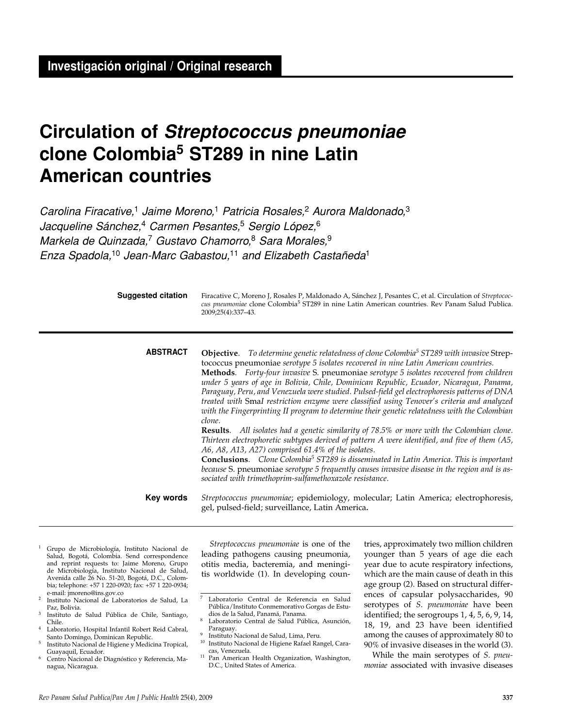**Investigación original / Original research**

# Circulation of *Streptococcus pneumoniae* clone Colombia[5] ST289 in nine Latin American countries

*Carolina Firacative,[1] Jaime Moreno,[1] Patricia Rosales,[2] Aurora Maldonado,[3] Jacqueline Sánchez,[4] Carmen Pesantes,[5] Sergio López,[6] Markela de Quinzada,[7] Gustavo Chamorro,[8] Sara Morales,[9] Enza Spadola,[10] Jean-Marc Gabastou,[11] and Elizabeth Castañeda[1]*

**Suggested citation** Firacative C, Moreno J, Rosales P, Maldonado A, Sánchez J, Pesantes C, et al. Circulation of *Streptococcus pneumoniae* clone Colombia[5] ST289 in nine Latin American countries. Rev Panam Salud Publica. 2009;25(4):337–43.

**ABSTRACT**

**Objective**. *To determine genetic relatedness of clone Colombia[5] ST289 with invasive* Streptococcus pneumoniae *serotype 5 isolates recovered in nine Latin American countries.*

**Methods**. *Forty-four invasive* S. pneumoniae *serotype 5 isolates recovered from children under 5 years of age in Bolivia, Chile, Dominican Republic, Ecuador, Nicaragua, Panama, Paraguay, Peru, and Venezuela were studied. Pulsed-field gel electrophoresis patterns of DNA treated with* SmaI *restriction enzyme were classified using Tenover's criteria and analyzed with the Fingerprinting II program to determine their genetic relatedness with the Colombian clone.*

**Results**. *All isolates had a genetic similarity of 78.5% or more with the Colombian clone. Thirteen electrophoretic subtypes derived of pattern A were identified, and five of them (A5, A6, A8, A13, A27) comprised 61.4% of the isolates.*

**Conclusions**. *Clone Colombia[5] ST289 is disseminated in Latin America. This is important because* S. pneumoniae *serotype 5 frequently causes invasive disease in the region and is associated with trimethoprim-sulfamethoxazole resistance.*

**Key words** *Streptococcus pneumoniae*; epidemiology, molecular; Latin America; electrophoresis, gel, pulsed-field; surveillance, Latin America.

---

*Streptococcus pneumoniae* is one of the leading pathogens causing pneumonia, otitis media, bacteremia, and meningitis worldwide (1). In developing countries, approximately two million children younger than 5 years of age die each year due to acute respiratory infections, which are the main cause of death in this age group (2). Based on structural differences of capsular polysaccharides, 90 serotypes of *S. pneumoniae* have been identified; the serogroups 1, 4, 5, 6, 9, 14, 18, 19, and 23 have been identified among the causes of approximately 80 to 90% of invasive diseases in the world (3).

While the main serotypes of *S. pneumoniae* associated with invasive diseases

---

[1] Grupo de Microbiología, Instituto Nacional de Salud, Bogotá, Colombia. Send correspondence and reprint requests to: Jaime Moreno, Grupo de Microbiología, Instituto Nacional de Salud, Avenida calle 26 No. 51-20, Bogotá, D.C., Colombia; telephone: +57 1 220-0920; fax: +57 1 220-0934; e-mail: jmoreno@ins.gov.co

[2] Instituto Nacional de Laboratorios de Salud, La Paz, Bolivia.

[3] Instituto de Salud Pública de Chile, Santiago, Chile.

[4] Laboratorio, Hospital Infantil Robert Reid Cabral, Santo Domingo, Dominican Republic.

[5] Instituto Nacional de Higiene y Medicina Tropical, Guayaquil, Ecuador.

[6] Centro Nacional de Diagnóstico y Referencia, Managua, Nicaragua.

[7] Laboratorio Central de Referencia en Salud Pública/Instituto Conmemorativo Gorgas de Estudios de la Salud, Panamá, Panama.

[8] Laboratorio Central de Salud Pública, Asunción, Paraguay.

[9] Instituto Nacional de Salud, Lima, Peru.

[10] Instituto Nacional de Higiene Rafael Rangel, Caracas, Venezuela.

[11] Pan American Health Organization, Washington, D.C., United States of America.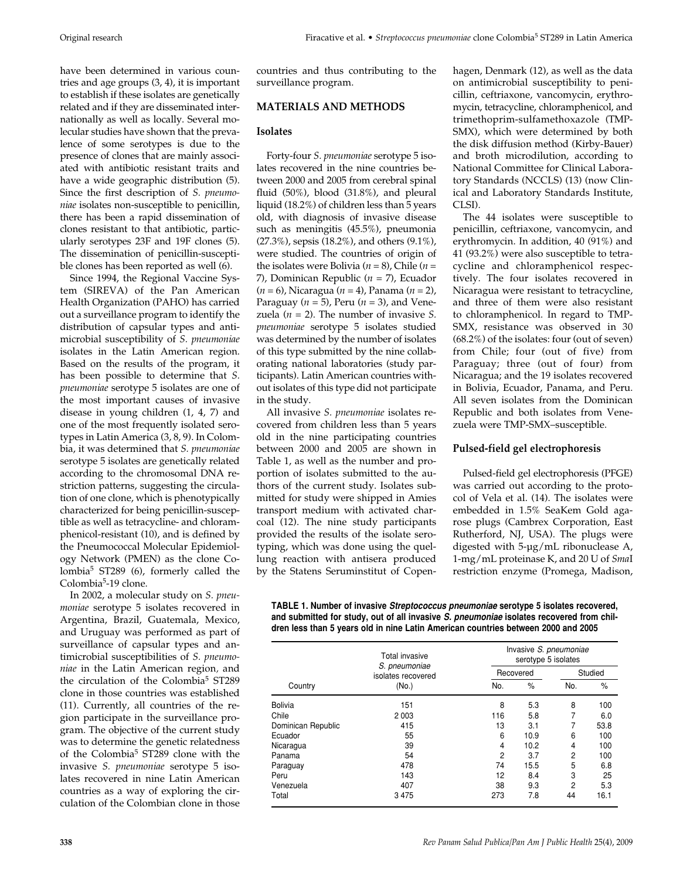have been determined in various countries and age groups (3, 4), it is important to establish if these isolates are genetically related and if they are disseminated internationally as well as locally. Several molecular studies have shown that the prevalence of some serotypes is due to the presence of clones that are mainly associated with antibiotic resistant traits and have a wide geographic distribution (5). Since the first description of *S. pneumoniae* isolates non-susceptible to penicillin, there has been a rapid dissemination of clones resistant to that antibiotic, particularly serotypes 23F and 19F clones (5). The dissemination of penicillin-susceptible clones has been reported as well (6).

Since 1994, the Regional Vaccine System (SIREVA) of the Pan American Health Organization (PAHO) has carried out a surveillance program to identify the distribution of capsular types and antimicrobial susceptibility of *S. pneumoniae* isolates in the Latin American region. Based on the results of the program, it has been possible to determine that *S. pneumoniae* serotype 5 isolates are one of the most important causes of invasive disease in young children (1, 4, 7) and one of the most frequently isolated serotypes in Latin America (3, 8, 9). In Colombia, it was determined that *S. pneumoniae* serotype 5 isolates are genetically related according to the chromosomal DNA restriction patterns, suggesting the circulation of one clone, which is phenotypically characterized for being penicillin-susceptible as well as tetracycline- and chloramphenicol-resistant (10), and is defined by the Pneumococcal Molecular Epidemiology Network (PMEN) as the clone Colombia$^5$ ST289 (6), formerly called the Colombia$^5$-19 clone.

In 2002, a molecular study on *S. pneumoniae* serotype 5 isolates recovered in Argentina, Brazil, Guatemala, Mexico, and Uruguay was performed as part of surveillance of capsular types and antimicrobial susceptibilities of *S. pneumoniae* in the Latin American region, and the circulation of the Colombia$^5$ ST289 clone in those countries was established (11). Currently, all countries of the region participate in the surveillance program. The objective of the current study was to determine the genetic relatedness of the Colombia$^5$ ST289 clone with the invasive *S. pneumoniae* serotype 5 isolates recovered in nine Latin American countries as a way of exploring the circulation of the Colombian clone in those countries and thus contributing to the surveillance program.

## MATERIALS AND METHODS

### Isolates

Forty-four *S. pneumoniae* serotype 5 isolates recovered in the nine countries between 2000 and 2005 from cerebral spinal fluid (50%), blood (31.8%), and pleural liquid (18.2%) of children less than 5 years old, with diagnosis of invasive disease such as meningitis (45.5%), pneumonia (27.3%), sepsis (18.2%), and others (9.1%), were studied. The countries of origin of the isolates were Bolivia (*n* = 8), Chile (*n* = 7), Dominican Republic (*n* = 7), Ecuador (*n* = 6), Nicaragua (*n* = 4), Panama (*n* = 2), Paraguay (*n* = 5), Peru (*n* = 3), and Venezuela (*n* = 2). The number of invasive *S. pneumoniae* serotype 5 isolates studied was determined by the number of isolates of this type submitted by the nine collaborating national laboratories (study participants). Latin American countries without isolates of this type did not participate in the study.

All invasive *S. pneumoniae* isolates recovered from children less than 5 years old in the nine participating countries between 2000 and 2005 are shown in Table 1, as well as the number and proportion of isolates submitted to the authors of the current study. Isolates submitted for study were shipped in Amies transport medium with activated charcoal (12). The nine study participants provided the results of the isolate serotyping, which was done using the quellung reaction with antisera produced by the Statens Seruminstitut of Copenhagen, Denmark (12), as well as the data on antimicrobial susceptibility to penicillin, ceftriaxone, vancomycin, erythromycin, tetracycline, chloramphenicol, and trimethoprim-sulfamethoxazole (TMP-SMX), which were determined by both the disk diffusion method (Kirby-Bauer) and broth microdilution, according to National Committee for Clinical Laboratory Standards (NCCLS) (13) (now Clinical and Laboratory Standards Institute, CLSI).

The 44 isolates were susceptible to penicillin, ceftriaxone, vancomycin, and erythromycin. In addition, 40 (91%) and 41 (93.2%) were also susceptible to tetracycline and chloramphenicol respectively. The four isolates recovered in Nicaragua were resistant to tetracycline, and three of them were also resistant to chloramphenicol. In regard to TMP-SMX, resistance was observed in 30 (68.2%) of the isolates: four (out of seven) from Chile; four (out of five) from Paraguay; three (out of four) from Nicaragua; and the 19 isolates recovered in Bolivia, Ecuador, Panama, and Peru. All seven isolates from the Dominican Republic and both isolates from Venezuela were TMP-SMX–susceptible.

### Pulsed-field gel electrophoresis

Pulsed-field gel electrophoresis (PFGE) was carried out according to the protocol of Vela et al. (14). The isolates were embedded in 1.5% SeaKem Gold agarose plugs (Cambrex Corporation, East Rutherford, NJ, USA). The plugs were digested with 5-μg/mL ribonuclease A, 1-mg/mL proteinase K, and 20 U of *Sma*I restriction enzyme (Promega, Madison,

**TABLE 1. Number of invasive *Streptococcus pneumoniae* serotype 5 isolates recovered, and submitted for study, out of all invasive *S. pneumoniae* isolates recovered from children less than 5 years old in nine Latin American countries between 2000 and 2005**

| Country | Total invasive *S. pneumoniae* isolates recovered (No.) | Invasive *S. pneumoniae* serotype 5 isolates: Recovered No. | % | Studied No. | % |
|---|---|---|---|---|---|
| Bolivia | 151 | 8 | 5.3 | 8 | 100 |
| Chile | 2 003 | 116 | 5.8 | 7 | 6.0 |
| Dominican Republic | 415 | 13 | 3.1 | 7 | 53.8 |
| Ecuador | 55 | 6 | 10.9 | 6 | 100 |
| Nicaragua | 39 | 4 | 10.2 | 4 | 100 |
| Panama | 54 | 2 | 3.7 | 2 | 100 |
| Paraguay | 478 | 74 | 15.5 | 5 | 6.8 |
| Peru | 143 | 12 | 8.4 | 3 | 25 |
| Venezuela | 407 | 38 | 9.3 | 2 | 5.3 |
| Total | 3 475 | 273 | 7.8 | 44 | 16.1 |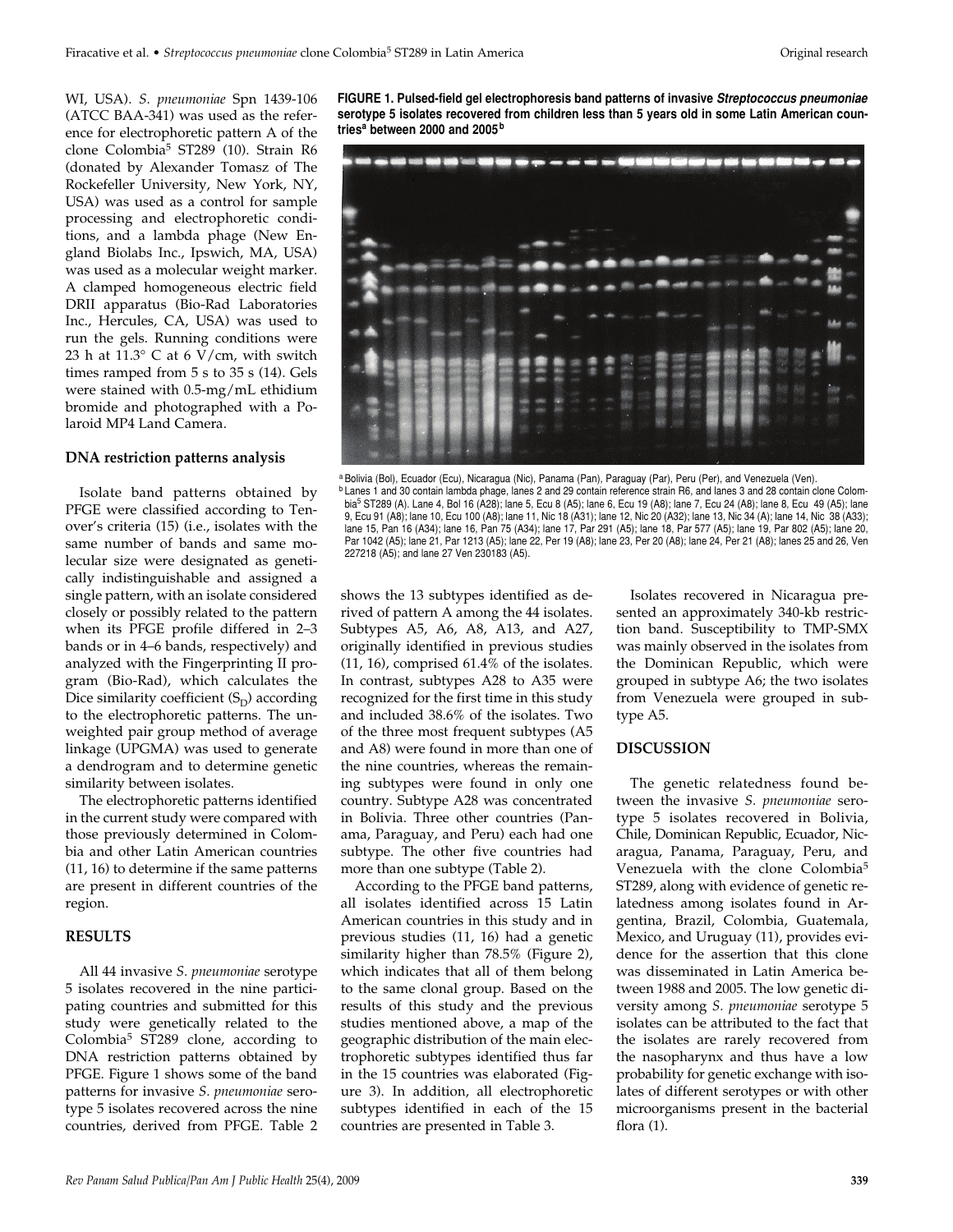WI, USA). *S. pneumoniae* Spn 1439-106 (ATCC BAA-341) was used as the reference for electrophoretic pattern A of the clone Colombia[5] ST289 (10). Strain R6 (donated by Alexander Tomasz of The Rockefeller University, New York, NY, USA) was used as a control for sample processing and electrophoretic conditions, and a lambda phage (New England Biolabs Inc., Ipswich, MA, USA) was used as a molecular weight marker. A clamped homogeneous electric field DRII apparatus (Bio-Rad Laboratories Inc., Hercules, CA, USA) was used to run the gels. Running conditions were 23 h at 11.3° C at 6 V/cm, with switch times ramped from 5 s to 35 s (14). Gels were stained with 0.5-mg/mL ethidium bromide and photographed with a Polaroid MP4 Land Camera.

### DNA restriction patterns analysis

Isolate band patterns obtained by PFGE were classified according to Tenover's criteria (15) (i.e., isolates with the same number of bands and same molecular size were designated as genetically indistinguishable and assigned a single pattern, with an isolate considered closely or possibly related to the pattern when its PFGE profile differed in 2–3 bands or in 4–6 bands, respectively) and analyzed with the Fingerprinting II program (Bio-Rad), which calculates the Dice similarity coefficient ($S_D$) according to the electrophoretic patterns. The unweighted pair group method of average linkage (UPGMA) was used to generate a dendrogram and to determine genetic similarity between isolates.

The electrophoretic patterns identified in the current study were compared with those previously determined in Colombia and other Latin American countries (11, 16) to determine if the same patterns are present in different countries of the region.

**FIGURE 1. Pulsed-field gel electrophoresis band patterns of invasive *Streptococcus pneumoniae* serotype 5 isolates recovered from children less than 5 years old in some Latin American countries[a] between 2000 and 2005[b]**

[a] Bolivia (Bol), Ecuador (Ecu), Nicaragua (Nic), Panama (Pan), Paraguay (Par), Peru (Per), and Venezuela (Ven).
[b] Lanes 1 and 30 contain lambda phage, lanes 2 and 29 contain reference strain R6, and lanes 3 and 28 contain clone Colombia[5] ST289 (A). Lane 4, Bol 16 (A28); lane 5, Ecu 8 (A5); lane 6, Ecu 19 (A8); lane 7, Ecu 24 (A8); lane 8, Ecu 49 (A5); lane 9, Ecu 91 (A8); lane 10, Ecu 100 (A8); lane 11, Nic 18 (A31); lane 12, Nic 20 (A32); lane 13, Nic 34 (A); lane 14, Nic 38 (A33); lane 15, Pan 16 (A34); lane 16, Pan 75 (A34); lane 17, Par 291 (A5); lane 18, Par 577 (A5); lane 19, Par 802 (A5); lane 20, Par 1042 (A5); lane 21, Par 1213 (A5); lane 22, Per 19 (A8); lane 23, Per 20 (A8); lane 24, Per 21 (A8); lanes 25 and 26, Ven 227218 (A5); and lane 27 Ven 230183 (A5).

## RESULTS

All 44 invasive *S. pneumoniae* serotype 5 isolates recovered in the nine participating countries and submitted for this study were genetically related to the Colombia[5] ST289 clone, according to DNA restriction patterns obtained by PFGE. Figure 1 shows some of the band patterns for invasive *S. pneumoniae* serotype 5 isolates recovered across the nine countries, derived from PFGE. Table 2 shows the 13 subtypes identified as derived of pattern A among the 44 isolates. Subtypes A5, A6, A8, A13, and A27, originally identified in previous studies (11, 16), comprised 61.4% of the isolates. In contrast, subtypes A28 to A35 were recognized for the first time in this study and included 38.6% of the isolates. Two of the three most frequent subtypes (A5 and A8) were found in more than one of the nine countries, whereas the remaining subtypes were found in only one country. Subtype A28 was concentrated in Bolivia. Three other countries (Panama, Paraguay, and Peru) each had one subtype. The other five countries had more than one subtype (Table 2).

According to the PFGE band patterns, all isolates identified across 15 Latin American countries in this study and in previous studies (11, 16) had a genetic similarity higher than 78.5% (Figure 2), which indicates that all of them belong to the same clonal group. Based on the results of this study and the previous studies mentioned above, a map of the geographic distribution of the main electrophoretic subtypes identified thus far in the 15 countries was elaborated (Figure 3). In addition, all electrophoretic subtypes identified in each of the 15 countries are presented in Table 3.

Isolates recovered in Nicaragua presented an approximately 340-kb restriction band. Susceptibility to TMP-SMX was mainly observed in the isolates from the Dominican Republic, which were grouped in subtype A6; the two isolates from Venezuela were grouped in subtype A5.

## DISCUSSION

The genetic relatedness found between the invasive *S. pneumoniae* serotype 5 isolates recovered in Bolivia, Chile, Dominican Republic, Ecuador, Nicaragua, Panama, Paraguay, Peru, and Venezuela with the clone Colombia[5] ST289, along with evidence of genetic relatedness among isolates found in Argentina, Brazil, Colombia, Guatemala, Mexico, and Uruguay (11), provides evidence for the assertion that this clone was disseminated in Latin America between 1988 and 2005. The low genetic diversity among *S. pneumoniae* serotype 5 isolates can be attributed to the fact that the isolates are rarely recovered from the nasopharynx and thus have a low probability for genetic exchange with isolates of different serotypes or with other microorganisms present in the bacterial flora (1).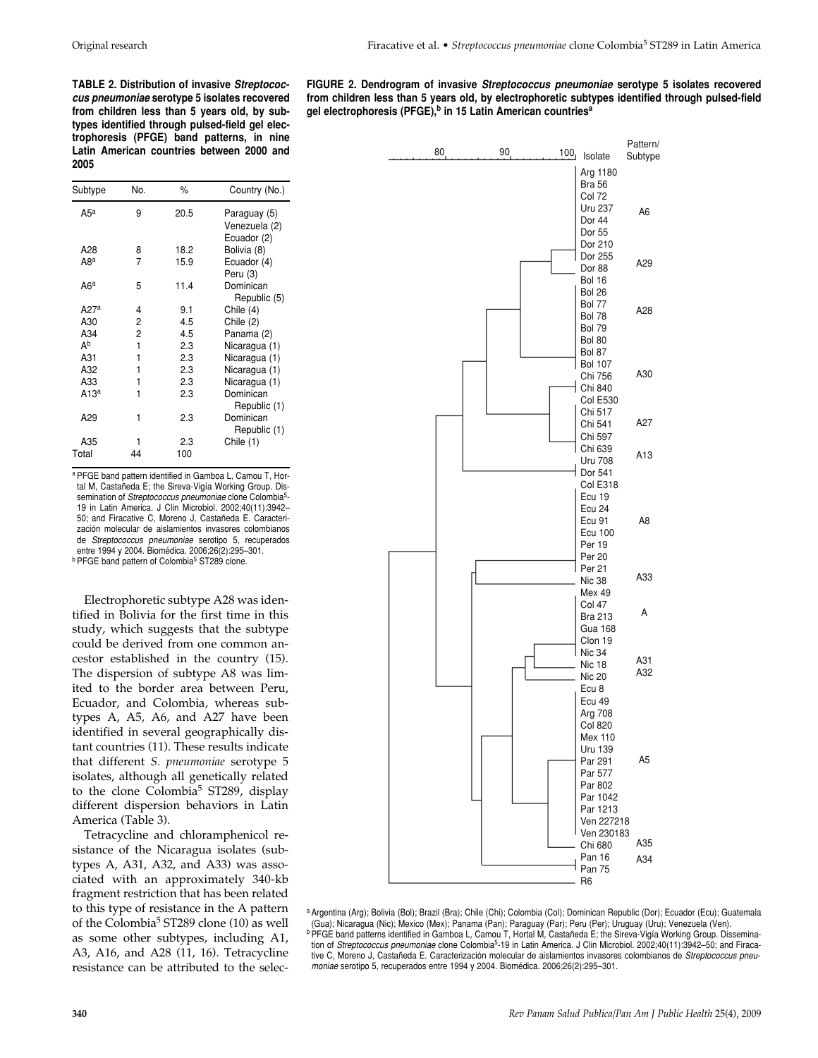**TABLE 2. Distribution of invasive *Streptococcus pneumoniae* serotype 5 isolates recovered from children less than 5 years old, by subtypes identified through pulsed-field gel electrophoresis (PFGE) band patterns, in nine Latin American countries between 2000 and 2005**

| Subtype | No. | % | Country (No.) |
|---|---|---|---|
| A5[a] | 9 | 20.5 | Paraguay (5) Venezuela (2) Ecuador (2) |
| A28 | 8 | 18.2 | Bolivia (8) |
| A8[a] | 7 | 15.9 | Ecuador (4) Peru (3) |
| A6[a] | 5 | 11.4 | Dominican Republic (5) |
| A27[a] | 4 | 9.1 | Chile (4) |
| A30 | 2 | 4.5 | Chile (2) |
| A34 | 2 | 4.5 | Panama (2) |
| A[b] | 1 | 2.3 | Nicaragua (1) |
| A31 | 1 | 2.3 | Nicaragua (1) |
| A32 | 1 | 2.3 | Nicaragua (1) |
| A33 | 1 | 2.3 | Nicaragua (1) |
| A13[a] | 1 | 2.3 | Dominican Republic (1) |
| A29 | 1 | 2.3 | Dominican Republic (1) |
| A35 | 1 | 2.3 | Chile (1) |
| Total | 44 | 100 | |

[a] PFGE band pattern identified in Gamboa L, Camou T, Hortal M, Castañeda E; the Sireva-Vigía Working Group. Dissemination of *Streptococcus pneumoniae* clone Colombia[5]-19 in Latin America. J Clin Microbiol. 2002;40(11):3942–50; and Firacative C, Moreno J, Castañeda E. Caracterización molecular de aislamientos invasores colombianos de *Streptococcus pneumoniae* serotipo 5, recuperados entre 1994 y 2004. Biomédica. 2006;26(2):295–301.
[b] PFGE band pattern of Colombia[5] ST289 clone.

Electrophoretic subtype A28 was identified in Bolivia for the first time in this study, which suggests that the subtype could be derived from one common ancestor established in the country (15). The dispersion of subtype A8 was limited to the border area between Peru, Ecuador, and Colombia, whereas subtypes A, A5, A6, and A27 have been identified in several geographically distant countries (11). These results indicate that different *S. pneumoniae* serotype 5 isolates, although all genetically related to the clone Colombia[5] ST289, display different dispersion behaviors in Latin America (Table 3).

Tetracycline and chloramphenicol resistance of the Nicaragua isolates (subtypes A, A31, A32, and A33) was associated with an approximately 340-kb fragment restriction that has been related to this type of resistance in the A pattern of the Colombia[5] ST289 clone (10) as well as some other subtypes, including A1, A3, A16, and A28 (11, 16). Tetracycline resistance can be attributed to the selec-

**FIGURE 2. Dendrogram of invasive *Streptococcus pneumoniae* serotype 5 isolates recovered from children less than 5 years old, by electrophoretic subtypes identified through pulsed-field gel electrophoresis (PFGE),[b] in 15 Latin American countries[a]**

[a] Argentina (Arg); Bolivia (Bol); Brazil (Bra); Chile (Chi); Colombia (Col); Dominican Republic (Dor); Ecuador (Ecu); Guatemala (Gua); Nicaragua (Nic); Mexico (Mex); Panama (Pan); Paraguay (Par); Peru (Per); Uruguay (Uru); Venezuela (Ven).
[b] PFGE band patterns identified in Gamboa L, Camou T, Hortal M, Castañeda E; the Sireva-Vigía Working Group. Dissemination of *Streptococcus pneumoniae* clone Colombia[5]-19 in Latin America. J Clin Microbiol. 2002;40(11):3942–50; and Firacative C, Moreno J, Castañeda E. Caracterización molecular de aislamientos invasores colombianos de *Streptococcus pneumoniae* serotipo 5, recuperados entre 1994 y 2004. Biomédica. 2006;26(2):295–301.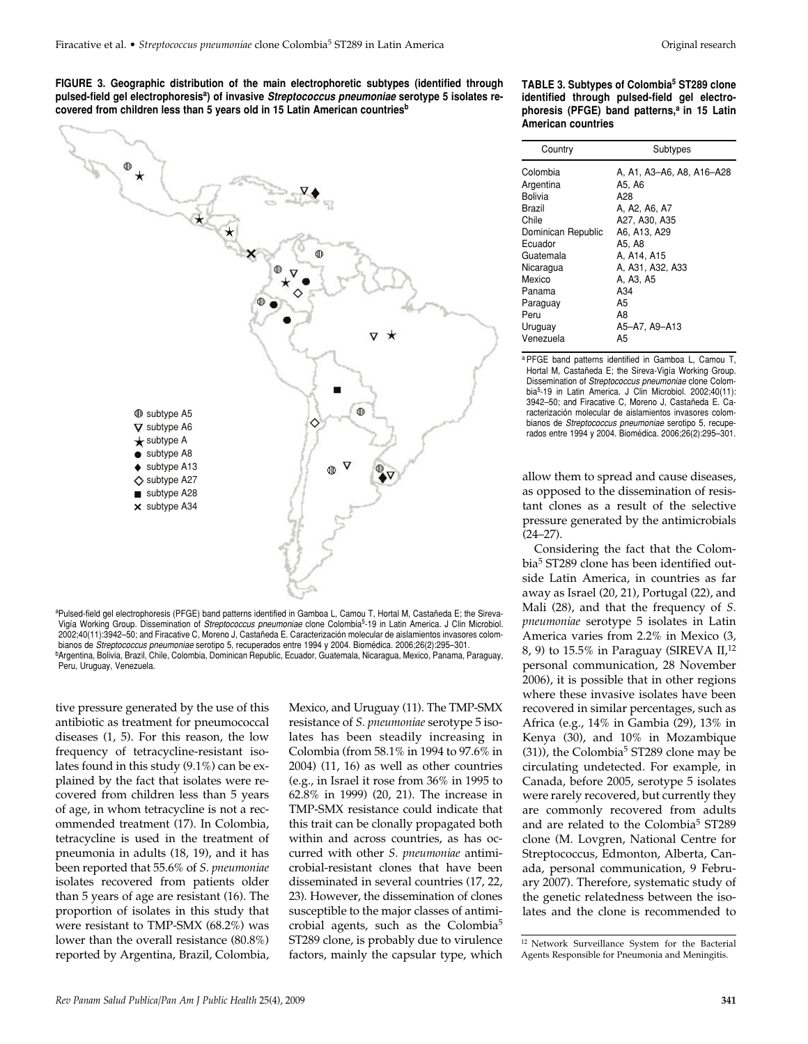**FIGURE 3. Geographic distribution of the main electrophoretic subtypes (identified through pulsed-field gel electrophoresis[a]) of invasive *Streptococcus pneumoniae* serotype 5 isolates recovered from children less than 5 years old in 15 Latin American countries[b]**

◍ subtype A5
▽ subtype A6
★ subtype A
● subtype A8
◆ subtype A13
◇ subtype A27
■ subtype A28
✕ subtype A34

[a]Pulsed-field gel electrophoresis (PFGE) band patterns identified in Gamboa L, Camou T, Hortal M, Castañeda E; the Sireva-Vigía Working Group. Dissemination of *Streptococcus pneumoniae* clone Colombia[5]-19 in Latin America. J Clin Microbiol. 2002;40(11):3942–50; and Firacative C, Moreno J, Castañeda E. Caracterización molecular de aislamientos invasores colombianos de *Streptococcus pneumoniae* serotipo 5, recuperados entre 1994 y 2004. Biomédica. 2006;26(2):295–301.
[b]Argentina, Bolivia, Brazil, Chile, Colombia, Dominican Republic, Ecuador, Guatemala, Nicaragua, Mexico, Panama, Paraguay, Peru, Uruguay, Venezuela.

**TABLE 3. Subtypes of Colombia[5] ST289 clone identified through pulsed-field gel electrophoresis (PFGE) band patterns,[a] in 15 Latin American countries**

| Country | Subtypes |
|---|---|
| Colombia | A, A1, A3–A6, A8, A16–A28 |
| Argentina | A5, A6 |
| Bolivia | A28 |
| Brazil | A, A2, A6, A7 |
| Chile | A27, A30, A35 |
| Dominican Republic | A6, A13, A29 |
| Ecuador | A5, A8 |
| Guatemala | A, A14, A15 |
| Nicaragua | A, A31, A32, A33 |
| Mexico | A, A3, A5 |
| Panama | A34 |
| Paraguay | A5 |
| Peru | A8 |
| Uruguay | A5–A7, A9–A13 |
| Venezuela | A5 |

[a]PFGE band patterns identified in Gamboa L, Camou T, Hortal M, Castañeda E; the Sireva-Vigía Working Group. Dissemination of *Streptococcus pneumoniae* clone Colombia[5]-19 in Latin America. J Clin Microbiol. 2002;40(11):3942–50; and Firacative C, Moreno J, Castañeda E. Caracterización molecular de aislamientos invasores colombianos de *Streptococcus pneumoniae* serotipo 5, recuperados entre 1994 y 2004. Biomédica. 2006;26(2):295–301.

tive pressure generated by the use of this antibiotic as treatment for pneumococcal diseases (1, 5). For this reason, the low frequency of tetracycline-resistant isolates found in this study (9.1%) can be explained by the fact that isolates were recovered from children less than 5 years of age, in whom tetracycline is not a recommended treatment (17). In Colombia, tetracycline is used in the treatment of pneumonia in adults (18, 19), and it has been reported that 55.6% of *S. pneumoniae* isolates recovered from patients older than 5 years of age are resistant (16). The proportion of isolates in this study that were resistant to TMP-SMX (68.2%) was lower than the overall resistance (80.8%) reported by Argentina, Brazil, Colombia, Mexico, and Uruguay (11). The TMP-SMX resistance of *S. pneumoniae* serotype 5 isolates has been steadily increasing in Colombia (from 58.1% in 1994 to 97.6% in 2004) (11, 16) as well as other countries (e.g., in Israel it rose from 36% in 1995 to 62.8% in 1999) (20, 21). The increase in TMP-SMX resistance could indicate that this trait can be clonally propagated both within and across countries, as has occurred with other *S. pneumoniae* antimicrobial-resistant clones that have been disseminated in several countries (17, 22, 23). However, the dissemination of clones susceptible to the major classes of antimicrobial agents, such as the Colombia[5] ST289 clone, is probably due to virulence factors, mainly the capsular type, which allow them to spread and cause diseases, as opposed to the dissemination of resistant clones as a result of the selective pressure generated by the antimicrobials (24–27).

Considering the fact that the Colombia[5] ST289 clone has been identified outside Latin America, in countries as far away as Israel (20, 21), Portugal (22), and Mali (28), and that the frequency of *S. pneumoniae* serotype 5 isolates in Latin America varies from 2.2% in Mexico (3, 8, 9) to 15.5% in Paraguay (SIREVA II,[12] personal communication, 28 November 2006), it is possible that in other regions where these invasive isolates have been recovered in similar percentages, such as Africa (e.g., 14% in Gambia (29), 13% in Kenya (30), and 10% in Mozambique (31)), the Colombia[5] ST289 clone may be circulating undetected. For example, in Canada, before 2005, serotype 5 isolates were rarely recovered, but currently they are commonly recovered from adults and are related to the Colombia[5] ST289 clone (M. Lovgren, National Centre for Streptococcus, Edmonton, Alberta, Canada, personal communication, 9 February 2007). Therefore, systematic study of the genetic relatedness between the isolates and the clone is recommended to

[12] Network Surveillance System for the Bacterial Agents Responsible for Pneumonia and Meningitis.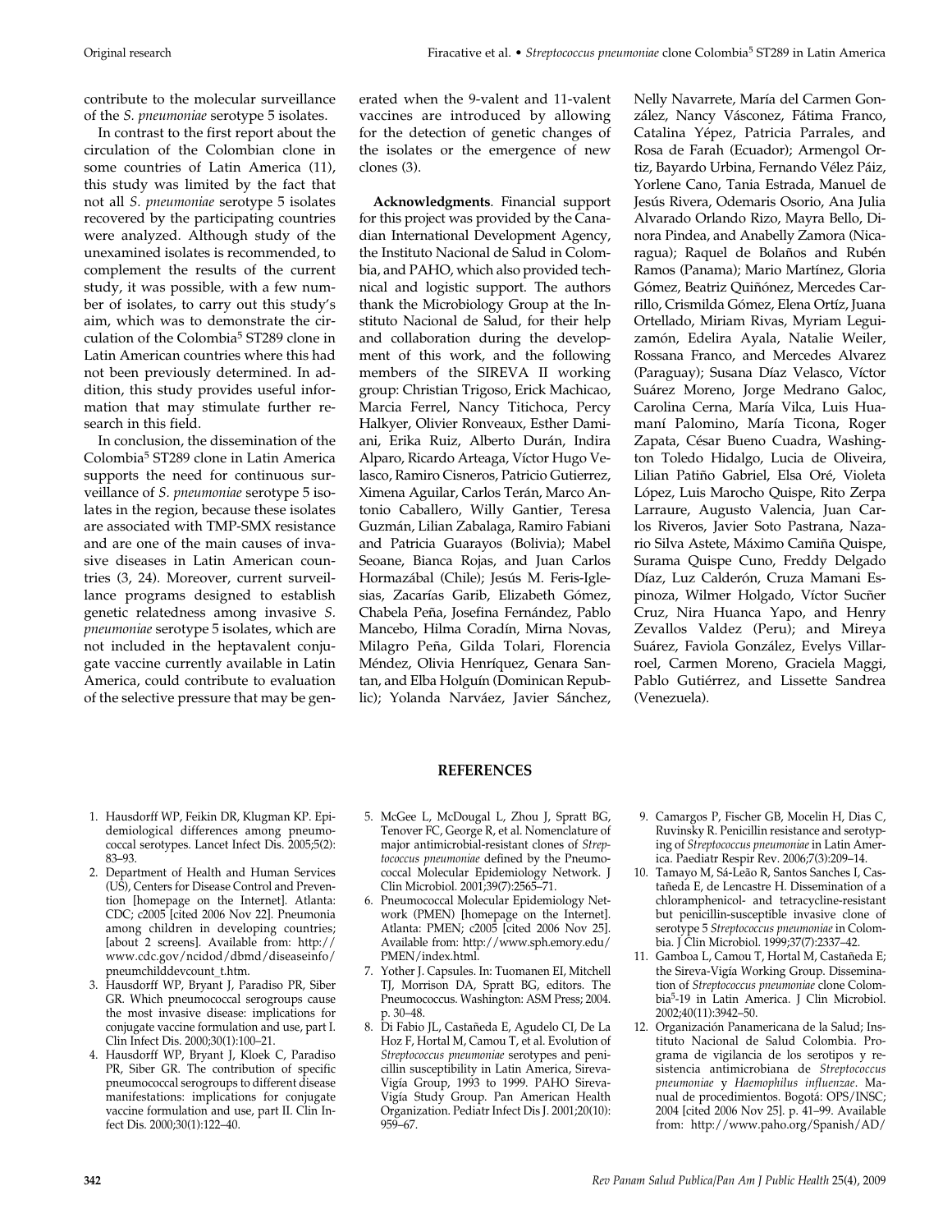contribute to the molecular surveillance of the *S. pneumoniae* serotype 5 isolates.

In contrast to the first report about the circulation of the Colombian clone in some countries of Latin America (11), this study was limited by the fact that not all *S. pneumoniae* serotype 5 isolates recovered by the participating countries were analyzed. Although study of the unexamined isolates is recommended, to complement the results of the current study, it was possible, with a few number of isolates, to carry out this study's aim, which was to demonstrate the circulation of the Colombia[5] ST289 clone in Latin American countries where this had not been previously determined. In addition, this study provides useful information that may stimulate further research in this field.

In conclusion, the dissemination of the Colombia[5] ST289 clone in Latin America supports the need for continuous surveillance of *S. pneumoniae* serotype 5 isolates in the region, because these isolates are associated with TMP-SMX resistance and are one of the main causes of invasive diseases in Latin American countries (3, 24). Moreover, current surveillance programs designed to establish genetic relatedness among invasive *S. pneumoniae* serotype 5 isolates, which are not included in the heptavalent conjugate vaccine currently available in Latin America, could contribute to evaluation of the selective pressure that may be generated when the 9-valent and 11-valent vaccines are introduced by allowing for the detection of genetic changes of the isolates or the emergence of new clones (3).

**Acknowledgments**. Financial support for this project was provided by the Canadian International Development Agency, the Instituto Nacional de Salud in Colombia, and PAHO, which also provided technical and logistic support. The authors thank the Microbiology Group at the Instituto Nacional de Salud, for their help and collaboration during the development of this work, and the following members of the SIREVA II working group: Christian Trigoso, Erick Machicao, Marcia Ferrel, Nancy Titichoca, Percy Halkyer, Olivier Ronveaux, Esther Damiani, Erika Ruiz, Alberto Durán, Indira Alparo, Ricardo Arteaga, Víctor Hugo Velasco, Ramiro Cisneros, Patricio Gutierrez, Ximena Aguilar, Carlos Terán, Marco Antonio Caballero, Willy Gantier, Teresa Guzmán, Lilian Zabalaga, Ramiro Fabiani and Patricia Guarayos (Bolivia); Mabel Seoane, Bianca Rojas, and Juan Carlos Hormazábal (Chile); Jesús M. Feris-Iglesias, Zacarías Garib, Elizabeth Gómez, Chabela Peña, Josefina Fernández, Pablo Mancebo, Hilma Coradín, Mirna Novas, Milagro Peña, Gilda Tolari, Florencia Méndez, Olivia Henríquez, Genara Santan, and Elba Holguín (Dominican Republic); Yolanda Narváez, Javier Sánchez, Nelly Navarrete, María del Carmen González, Nancy Vásconez, Fátima Franco, Catalina Yépez, Patricia Parrales, and Rosa de Farah (Ecuador); Armengol Ortiz, Bayardo Urbina, Fernando Vélez Páiz, Yorlene Cano, Tania Estrada, Manuel de Jesús Rivera, Odemaris Osorio, Ana Julia Alvarado Orlando Rizo, Mayra Bello, Dinora Pindea, and Anabelly Zamora (Nicaragua); Raquel de Bolaños and Rubén Ramos (Panama); Mario Martínez, Gloria Gómez, Beatriz Quiñónez, Mercedes Carrillo, Crismilda Gómez, Elena Ortíz, Juana Ortellado, Miriam Rivas, Myriam Leguizamón, Edelira Ayala, Natalie Weiler, Rossana Franco, and Mercedes Alvarez (Paraguay); Susana Díaz Velasco, Víctor Suárez Moreno, Jorge Medrano Galoc, Carolina Cerna, María Vilca, Luis Huamaní Palomino, María Ticona, Roger Zapata, César Bueno Cuadra, Washington Toledo Hidalgo, Lucia de Oliveira, Lilian Patiño Gabriel, Elsa Oré, Violeta López, Luis Marocho Quispe, Rito Zerpa Larraure, Augusto Valencia, Juan Carlos Riveros, Javier Soto Pastrana, Nazario Silva Astete, Máximo Camiña Quispe, Surama Quispe Cuno, Freddy Delgado Díaz, Luz Calderón, Cruza Mamani Espinoza, Wilmer Holgado, Víctor Sucñer Cruz, Nira Huanca Yapo, and Henry Zevallos Valdez (Peru); and Mireya Suárez, Faviola González, Evelys Villarroel, Carmen Moreno, Graciela Maggi, Pablo Gutiérrez, and Lissette Sandrea (Venezuela).

## REFERENCES

1. Hausdorff WP, Feikin DR, Klugman KP. Epidemiological differences among pneumococcal serotypes. Lancet Infect Dis. 2005;5(2): 83–93.
2. Department of Health and Human Services (US), Centers for Disease Control and Prevention [homepage on the Internet]. Atlanta: CDC; c2005 [cited 2006 Nov 22]. Pneumonia among children in developing countries; [about 2 screens]. Available from: http://www.cdc.gov/ncidod/dbmd/diseaseinfo/pneumchilddevcount_t.htm.
3. Hausdorff WP, Bryant J, Paradiso PR, Siber GR. Which pneumococcal serogroups cause the most invasive disease: implications for conjugate vaccine formulation and use, part I. Clin Infect Dis. 2000;30(1):100–21.
4. Hausdorff WP, Bryant J, Kloek C, Paradiso PR, Siber GR. The contribution of specific pneumococcal serogroups to different disease manifestations: implications for conjugate vaccine formulation and use, part II. Clin Infect Dis. 2000;30(1):122–40.
5. McGee L, McDougal L, Zhou J, Spratt BG, Tenover FC, George R, et al. Nomenclature of major antimicrobial-resistant clones of *Streptococcus pneumoniae* defined by the Pneumococcal Molecular Epidemiology Network. J Clin Microbiol. 2001;39(7):2565–71.
6. Pneumococcal Molecular Epidemiology Network (PMEN) [homepage on the Internet]. Atlanta: PMEN; c2005 [cited 2006 Nov 25]. Available from: http://www.sph.emory.edu/PMEN/index.html.
7. Yother J. Capsules. In: Tuomanen EI, Mitchell TJ, Morrison DA, Spratt BG, editors. The Pneumococcus. Washington: ASM Press; 2004. p. 30–48.
8. Di Fabio JL, Castañeda E, Agudelo CI, De La Hoz F, Hortal M, Camou T, et al. Evolution of *Streptococcus pneumoniae* serotypes and penicillin susceptibility in Latin America, Sireva-Vigía Group, 1993 to 1999. PAHO Sireva-Vigía Study Group. Pan American Health Organization. Pediatr Infect Dis J. 2001;20(10): 959–67.
9. Camargos P, Fischer GB, Mocelin H, Dias C, Ruvinsky R. Penicillin resistance and serotyping of *Streptococcus pneumoniae* in Latin America. Paediatr Respir Rev. 2006;7(3):209–14.
10. Tamayo M, Sá-Leão R, Santos Sanches I, Castañeda E, de Lencastre H. Dissemination of a chloramphenicol- and tetracycline-resistant but penicillin-susceptible invasive clone of serotype 5 *Streptococcus pneumoniae* in Colombia. J Clin Microbiol. 1999;37(7):2337–42.
11. Gamboa L, Camou T, Hortal M, Castañeda E; the Sireva-Vigía Working Group. Dissemination of *Streptococcus pneumoniae* clone Colombia[5]-19 in Latin America. J Clin Microbiol. 2002;40(11):3942–50.
12. Organización Panamericana de la Salud; Instituto Nacional de Salud Colombia. Programa de vigilancia de los serotipos y resistencia antimicrobiana de *Streptococcus pneumoniae* y *Haemophilus influenzae*. Manual de procedimientos. Bogotá: OPS/INSC; 2004 [cited 2006 Nov 25]. p. 41–99. Available from: http://www.paho.org/Spanish/AD/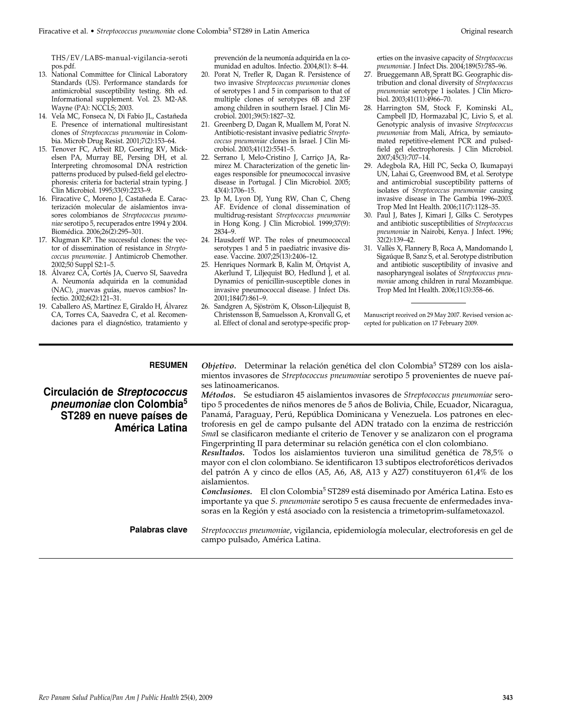THS/EV/LABS-manual-vigilancia-serotipos.pdf.

13. National Committee for Clinical Laboratory Standards (US). Performance standards for antimicrobial susceptibility testing. 8th ed. Informational supplement. Vol. 23. M2-A8. Wayne (PA): NCCLS; 2003.
14. Vela MC, Fonseca N, Di Fabio JL, Castañeda E. Presence of international multiresistant clones of *Streptococcus pneumoniae* in Colombia. Microb Drug Resist. 2001;7(2):153–64.
15. Tenover FC, Arbeit RD, Goering RV, Mickelsen PA, Murray BE, Persing DH, et al. Interpreting chromosomal DNA restriction patterns produced by pulsed-field gel electrophoresis: criteria for bacterial strain typing. J Clin Microbiol. 1995;33(9):2233–9.
16. Firacative C, Moreno J, Castañeda E. Caracterización molecular de aislamientos invasores colombianos de *Streptococcus pneumoniae* serotipo 5, recuperados entre 1994 y 2004. Biomédica. 2006;26(2):295–301.
17. Klugman KP. The successful clones: the vector of dissemination of resistance in *Streptococcus pneumoniae*. J Antimicrob Chemother. 2002;50 Suppl S2:1–5.
18. Álvarez CA, Cortés JA, Cuervo SI, Saavedra A. Neumonía adquirida en la comunidad (NAC), ¿nuevas guías, nuevos cambios? Infectio. 2002;6(2):121–31.
19. Caballero AS, Martínez E, Giraldo H, Álvarez CA, Torres CA, Saavedra C, et al. Recomendaciones para el diagnóstico, tratamiento y prevención de la neumonía adquirida en la comunidad en adultos. Infectio. 2004,8(1): 8–44.
20. Porat N, Trefler R, Dagan R. Persistence of two invasive *Streptococcus pneumoniae* clones of serotypes 1 and 5 in comparison to that of multiple clones of serotypes 6B and 23F among children in southern Israel. J Clin Microbiol. 2001;39(5):1827–32.
21. Greenberg D, Dagan R, Muallem M, Porat N. Antibiotic-resistant invasive pediatric *Streptococcus pneumoniae* clones in Israel. J Clin Microbiol. 2003;41(12):5541–5.
22. Serrano I, Melo-Cristino J, Carriço JA, Ramirez M. Characterization of the genetic lineages responsible for pneumococcal invasive disease in Portugal. J Clin Microbiol. 2005; 43(4):1706–15.
23. Ip M, Lyon DJ, Yung RW, Chan C, Cheng AF. Evidence of clonal dissemination of multidrug-resistant *Streptococcus pneumoniae* in Hong Kong. J Clin Microbiol. 1999;37(9): 2834–9.
24. Hausdorff WP. The roles of pneumococcal serotypes 1 and 5 in paediatric invasive disease. Vaccine. 2007;25(13):2406–12.
25. Henriques Normark B, Kalin M, Örtqvist A, Akerlund T, Liljequist BO, Hedlund J, et al. Dynamics of penicillin-susceptible clones in invasive pneumococcal disease. J Infect Dis. 2001;184(7):861–9.
26. Sandgren A, Sjöström K, Olsson-Liljequist B, Christensson B, Samuelsson A, Kronvall G, et al. Effect of clonal and serotype-specific properties on the invasive capacity of *Streptococcus pneumoniae*. J Infect Dis. 2004;189(5):785–96.
27. Brueggemann AB, Spratt BG. Geographic distribution and clonal diversity of *Streptococcus pneumoniae* serotype 1 isolates. J Clin Microbiol. 2003;41(11):4966–70.
28. Harrington SM, Stock F, Kominski AL, Campbell JD, Hormazabal JC, Livio S, et al. Genotypic analysis of invasive *Streptococcus pneumoniae* from Mali, Africa, by semiautomated repetitive-element PCR and pulsed-field gel electrophoresis. J Clin Microbiol. 2007;45(3):707–14.
29. Adegbola RA, Hill PC, Secka O, Ikumapayi UN, Lahai G, Greenwood BM, et al. Serotype and antimicrobial susceptibility patterns of isolates of *Streptococcus pneumoniae* causing invasive disease in The Gambia 1996–2003. Trop Med Int Health. 2006;11(7):1128–35.
30. Paul J, Bates J, Kimari J, Gilks C. Serotypes and antibiotic susceptibilities of *Streptococcus pneumoniae* in Nairobi, Kenya. J Infect. 1996; 32(2):139–42.
31. Vallès X, Flannery B, Roca A, Mandomando I, Sigaúque B, Sanz S, et al. Serotype distribution and antibiotic susceptibility of invasive and nasopharyngeal isolates of *Streptococcus pneumoniae* among children in rural Mozambique. Trop Med Int Health. 2006;11(3):358–66.

Manuscript received on 29 May 2007. Revised version accepted for publication on 17 February 2009.

## RESUMEN

### Circulación de *Streptococcus pneumoniae* clon Colombia[5] ST289 en nueve países de América Latina

***Objetivo.*** Determinar la relación genética del clon Colombia[5] ST289 con los aislamientos invasores de *Streptococcus pneumoniae* serotipo 5 provenientes de nueve países latinoamericanos.

***Métodos.*** Se estudiaron 45 aislamientos invasores de *Streptococcus pneumoniae* serotipo 5 procedentes de niños menores de 5 años de Bolivia, Chile, Ecuador, Nicaragua, Panamá, Paraguay, Perú, República Dominicana y Venezuela. Los patrones en electroforesis en gel de campo pulsante del ADN tratado con la enzima de restricción *Sma*I se clasificaron mediante el criterio de Tenover y se analizaron con el programa Fingerprinting II para determinar su relación genética con el clon colombiano.

***Resultados.*** Todos los aislamientos tuvieron una similitud genética de 78,5% o mayor con el clon colombiano. Se identificaron 13 subtipos electroforéticos derivados del patrón A y cinco de ellos (A5, A6, A8, A13 y A27) constituyeron 61,4% de los aislamientos.

***Conclusiones.*** El clon Colombia[5] ST289 está diseminado por América Latina. Esto es importante ya que *S. pneumoniae* serotipo 5 es causa frecuente de enfermedades invasoras en la Región y está asociado con la resistencia a trimetoprim-sulfametoxazol.

**Palabras clave** *Streptococcus pneumoniae*, vigilancia, epidemiología molecular, electroforesis en gel de campo pulsado, América Latina.